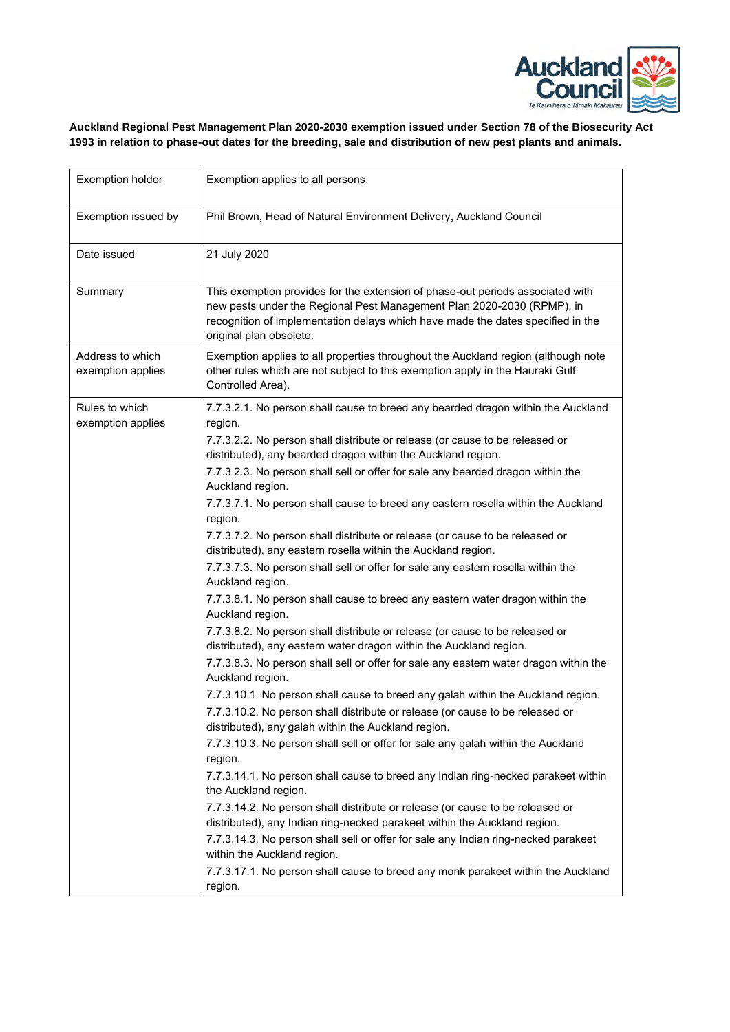**Auckland Regional Pest Management Plan 2020-2030 exemption issued under Section 78 of the Biosecurity Act 1993 in relation to phase-out dates for the breeding, sale and distribution of new pest plants and animals.**

| | |
|---|---|
| Exemption holder | Exemption applies to all persons. |
| Exemption issued by | Phil Brown, Head of Natural Environment Delivery, Auckland Council |
| Date issued | 21 July 2020 |
| Summary | This exemption provides for the extension of phase-out periods associated with new pests under the Regional Pest Management Plan 2020-2030 (RPMP), in recognition of implementation delays which have made the dates specified in the original plan obsolete. |
| Address to which exemption applies | Exemption applies to all properties throughout the Auckland region (although note other rules which are not subject to this exemption apply in the Hauraki Gulf Controlled Area). |
| Rules to which exemption applies | 7.7.3.2.1. No person shall cause to breed any bearded dragon within the Auckland region.<br>7.7.3.2.2. No person shall distribute or release (or cause to be released or distributed), any bearded dragon within the Auckland region.<br>7.7.3.2.3. No person shall sell or offer for sale any bearded dragon within the Auckland region.<br>7.7.3.7.1. No person shall cause to breed any eastern rosella within the Auckland region.<br>7.7.3.7.2. No person shall distribute or release (or cause to be released or distributed), any eastern rosella within the Auckland region.<br>7.7.3.7.3. No person shall sell or offer for sale any eastern rosella within the Auckland region.<br>7.7.3.8.1. No person shall cause to breed any eastern water dragon within the Auckland region.<br>7.7.3.8.2. No person shall distribute or release (or cause to be released or distributed), any eastern water dragon within the Auckland region.<br>7.7.3.8.3. No person shall sell or offer for sale any eastern water dragon within the Auckland region.<br>7.7.3.10.1. No person shall cause to breed any galah within the Auckland region.<br>7.7.3.10.2. No person shall distribute or release (or cause to be released or distributed), any galah within the Auckland region.<br>7.7.3.10.3. No person shall sell or offer for sale any galah within the Auckland region.<br>7.7.3.14.1. No person shall cause to breed any Indian ring-necked parakeet within the Auckland region.<br>7.7.3.14.2. No person shall distribute or release (or cause to be released or distributed), any Indian ring-necked parakeet within the Auckland region.<br>7.7.3.14.3. No person shall sell or offer for sale any Indian ring-necked parakeet within the Auckland region.<br>7.7.3.17.1. No person shall cause to breed any monk parakeet within the Auckland region. |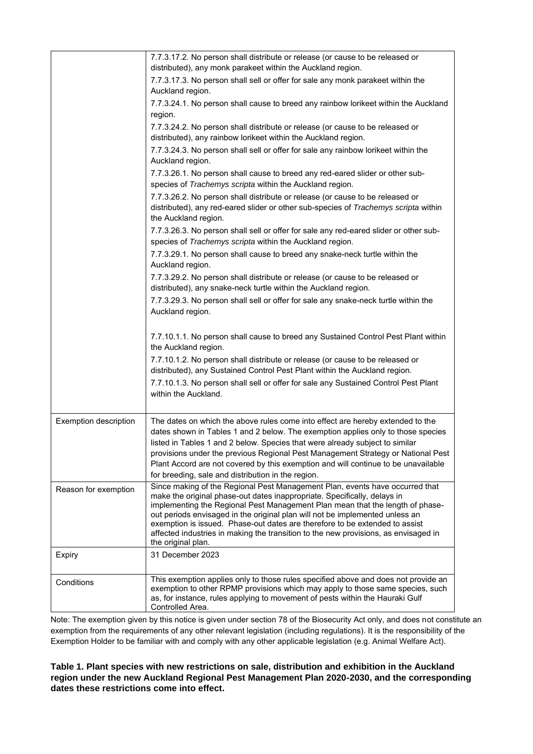| | |
|---|---|
| | 7.7.3.17.2. No person shall distribute or release (or cause to be released or distributed), any monk parakeet within the Auckland region.<br>7.7.3.17.3. No person shall sell or offer for sale any monk parakeet within the Auckland region.<br>7.7.3.24.1. No person shall cause to breed any rainbow lorikeet within the Auckland region.<br>7.7.3.24.2. No person shall distribute or release (or cause to be released or distributed), any rainbow lorikeet within the Auckland region.<br>7.7.3.24.3. No person shall sell or offer for sale any rainbow lorikeet within the Auckland region.<br>7.7.3.26.1. No person shall cause to breed any red-eared slider or other sub-species of *Trachemys scripta* within the Auckland region.<br>7.7.3.26.2. No person shall distribute or release (or cause to be released or distributed), any red-eared slider or other sub-species of *Trachemys scripta* within the Auckland region.<br>7.7.3.26.3. No person shall sell or offer for sale any red-eared slider or other sub-species of *Trachemys scripta* within the Auckland region.<br>7.7.3.29.1. No person shall cause to breed any snake-neck turtle within the Auckland region.<br>7.7.3.29.2. No person shall distribute or release (or cause to be released or distributed), any snake-neck turtle within the Auckland region.<br>7.7.3.29.3. No person shall sell or offer for sale any snake-neck turtle within the Auckland region.<br><br>7.7.10.1.1. No person shall cause to breed any Sustained Control Pest Plant within the Auckland region.<br>7.7.10.1.2. No person shall distribute or release (or cause to be released or distributed), any Sustained Control Pest Plant within the Auckland region.<br>7.7.10.1.3. No person shall sell or offer for sale any Sustained Control Pest Plant within the Auckland. |
| Exemption description | The dates on which the above rules come into effect are hereby extended to the dates shown in Tables 1 and 2 below. The exemption applies only to those species listed in Tables 1 and 2 below. Species that were already subject to similar provisions under the previous Regional Pest Management Strategy or National Pest Plant Accord are not covered by this exemption and will continue to be unavailable for breeding, sale and distribution in the region. |
| Reason for exemption | Since making of the Regional Pest Management Plan, events have occurred that make the original phase-out dates inappropriate. Specifically, delays in implementing the Regional Pest Management Plan mean that the length of phase-out periods envisaged in the original plan will not be implemented unless an exemption is issued. Phase-out dates are therefore to be extended to assist affected industries in making the transition to the new provisions, as envisaged in the original plan. |
| Expiry | 31 December 2023 |
| Conditions | This exemption applies only to those rules specified above and does not provide an exemption to other RPMP provisions which may apply to those same species, such as, for instance, rules applying to movement of pests within the Hauraki Gulf Controlled Area. |

Note: The exemption given by this notice is given under section 78 of the Biosecurity Act only, and does not constitute an exemption from the requirements of any other relevant legislation (including regulations). It is the responsibility of the Exemption Holder to be familiar with and comply with any other applicable legislation (e.g. Animal Welfare Act).

**Table 1. Plant species with new restrictions on sale, distribution and exhibition in the Auckland region under the new Auckland Regional Pest Management Plan 2020-2030, and the corresponding dates these restrictions come into effect.**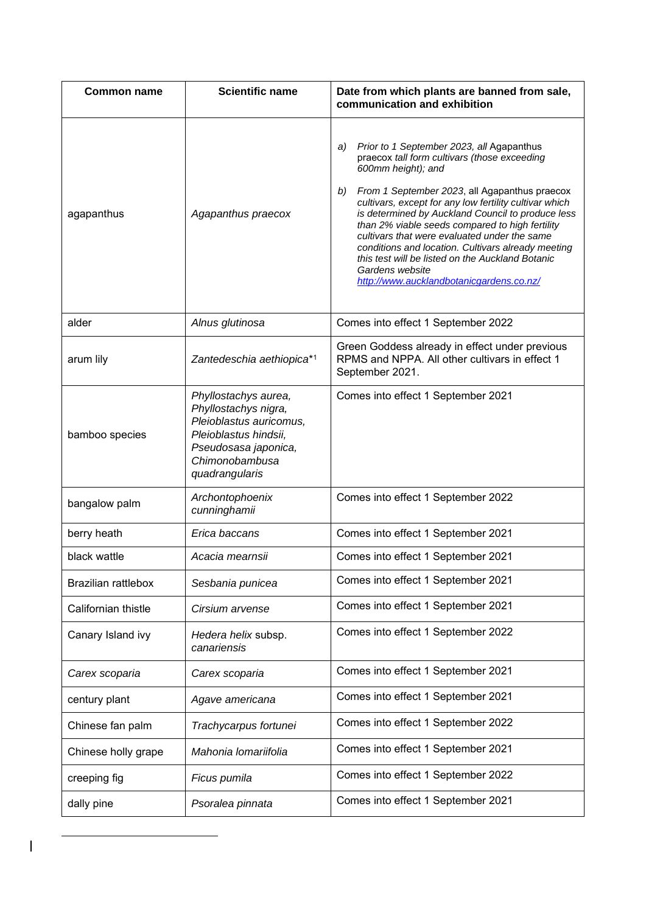| Common name | Scientific name | Date from which plants are banned from sale, communication and exhibition |
|---|---|---|
| agapanthus | *Agapanthus praecox* | a) *Prior to 1 September 2023, all* Agapanthus praecox *tall form cultivars (those exceeding 600mm height); and*<br><br>b) *From 1 September 2023*, all Agapanthus praecox *cultivars, except for any low fertility cultivar which is determined by Auckland Council to produce less than 2% viable seeds compared to high fertility cultivars that were evaluated under the same conditions and location. Cultivars already meeting this test will be listed on the Auckland Botanic Gardens website* *http://www.aucklandbotanicgardens.co.nz/* |
| alder | *Alnus glutinosa* | Comes into effect 1 September 2022 |
| arum lily | *Zantedeschia aethiopica*\*[1] | Green Goddess already in effect under previous RPMS and NPPA. All other cultivars in effect 1 September 2021. |
| bamboo species | *Phyllostachys aurea, Phyllostachys nigra, Pleioblastus auricomus, Pleioblastus hindsii, Pseudosasa japonica, Chimonobambusa quadrangularis* | Comes into effect 1 September 2021 |
| bangalow palm | *Archontophoenix cunninghamii* | Comes into effect 1 September 2022 |
| berry heath | *Erica baccans* | Comes into effect 1 September 2021 |
| black wattle | *Acacia mearnsii* | Comes into effect 1 September 2021 |
| Brazilian rattlebox | *Sesbania punicea* | Comes into effect 1 September 2021 |
| Californian thistle | *Cirsium arvense* | Comes into effect 1 September 2021 |
| Canary Island ivy | *Hedera helix* subsp. *canariensis* | Comes into effect 1 September 2022 |
| *Carex scoparia* | *Carex scoparia* | Comes into effect 1 September 2021 |
| century plant | *Agave americana* | Comes into effect 1 September 2021 |
| Chinese fan palm | *Trachycarpus fortunei* | Comes into effect 1 September 2022 |
| Chinese holly grape | *Mahonia lomariifolia* | Comes into effect 1 September 2021 |
| creeping fig | *Ficus pumila* | Comes into effect 1 September 2022 |
| dally pine | *Psoralea pinnata* | Comes into effect 1 September 2021 |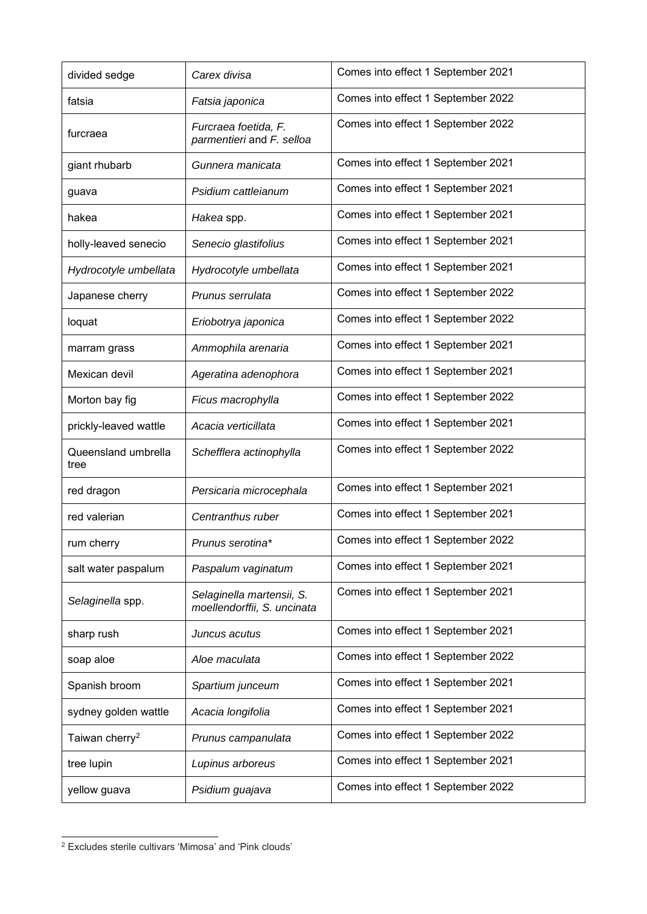| divided sedge | *Carex divisa* | Comes into effect 1 September 2021 |
|---|---|---|
| fatsia | *Fatsia japonica* | Comes into effect 1 September 2022 |
| furcraea | *Furcraea foetida, F. parmentieri* and *F. selloa* | Comes into effect 1 September 2022 |
| giant rhubarb | *Gunnera manicata* | Comes into effect 1 September 2021 |
| guava | *Psidium cattleianum* | Comes into effect 1 September 2021 |
| hakea | *Hakea* spp. | Comes into effect 1 September 2021 |
| holly-leaved senecio | *Senecio glastifolius* | Comes into effect 1 September 2021 |
| *Hydrocotyle umbellata* | *Hydrocotyle umbellata* | Comes into effect 1 September 2021 |
| Japanese cherry | *Prunus serrulata* | Comes into effect 1 September 2022 |
| loquat | *Eriobotrya japonica* | Comes into effect 1 September 2022 |
| marram grass | *Ammophila arenaria* | Comes into effect 1 September 2021 |
| Mexican devil | *Ageratina adenophora* | Comes into effect 1 September 2021 |
| Morton bay fig | *Ficus macrophylla* | Comes into effect 1 September 2022 |
| prickly-leaved wattle | *Acacia verticillata* | Comes into effect 1 September 2021 |
| Queensland umbrella tree | *Schefflera actinophylla* | Comes into effect 1 September 2022 |
| red dragon | *Persicaria microcephala* | Comes into effect 1 September 2021 |
| red valerian | *Centranthus ruber* | Comes into effect 1 September 2021 |
| rum cherry | *Prunus serotina** | Comes into effect 1 September 2022 |
| salt water paspalum | *Paspalum vaginatum* | Comes into effect 1 September 2021 |
| *Selaginella* spp. | *Selaginella martensii, S. moellendorffii, S. uncinata* | Comes into effect 1 September 2021 |
| sharp rush | *Juncus acutus* | Comes into effect 1 September 2021 |
| soap aloe | *Aloe maculata* | Comes into effect 1 September 2022 |
| Spanish broom | *Spartium junceum* | Comes into effect 1 September 2021 |
| sydney golden wattle | *Acacia longifolia* | Comes into effect 1 September 2021 |
| Taiwan cherry[2] | *Prunus campanulata* | Comes into effect 1 September 2022 |
| tree lupin | *Lupinus arboreus* | Comes into effect 1 September 2021 |
| yellow guava | *Psidium guajava* | Comes into effect 1 September 2022 |

[2] Excludes sterile cultivars 'Mimosa' and 'Pink clouds'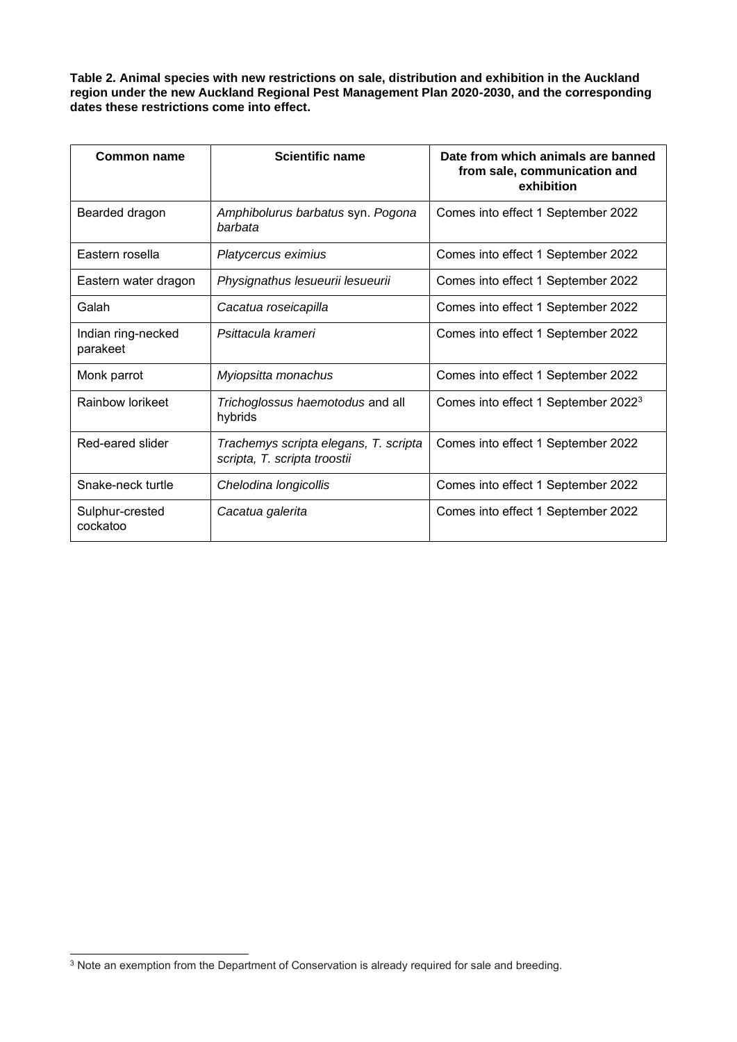**Table 2. Animal species with new restrictions on sale, distribution and exhibition in the Auckland region under the new Auckland Regional Pest Management Plan 2020-2030, and the corresponding dates these restrictions come into effect.**

| Common name | Scientific name | Date from which animals are banned from sale, communication and exhibition |
|---|---|---|
| Bearded dragon | *Amphibolurus barbatus* syn. *Pogona barbata* | Comes into effect 1 September 2022 |
| Eastern rosella | *Platycercus eximius* | Comes into effect 1 September 2022 |
| Eastern water dragon | *Physignathus lesueurii lesueurii* | Comes into effect 1 September 2022 |
| Galah | *Cacatua roseicapilla* | Comes into effect 1 September 2022 |
| Indian ring-necked parakeet | *Psittacula krameri* | Comes into effect 1 September 2022 |
| Monk parrot | *Myiopsitta monachus* | Comes into effect 1 September 2022 |
| Rainbow lorikeet | *Trichoglossus haemotodus* and all hybrids | Comes into effect 1 September 2022[3] |
| Red-eared slider | *Trachemys scripta elegans, T. scripta scripta, T. scripta troostii* | Comes into effect 1 September 2022 |
| Snake-neck turtle | *Chelodina longicollis* | Comes into effect 1 September 2022 |
| Sulphur-crested cockatoo | *Cacatua galerita* | Comes into effect 1 September 2022 |

[3] Note an exemption from the Department of Conservation is already required for sale and breeding.